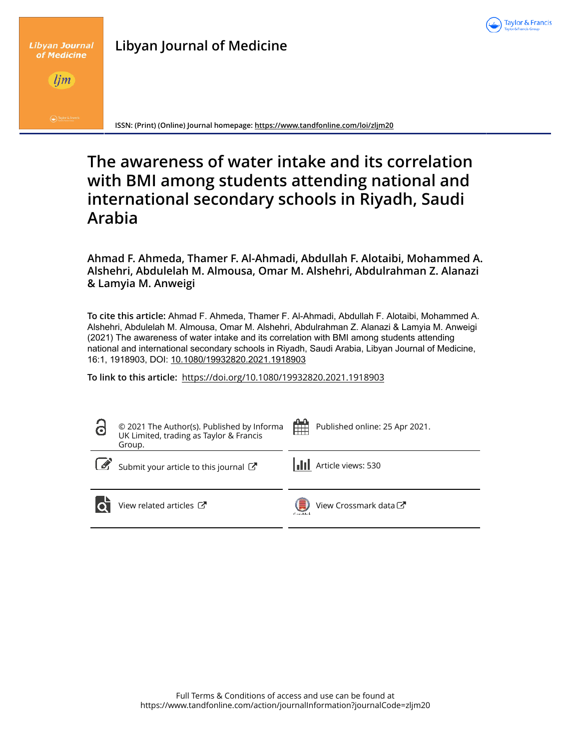# Libyan Journal of Medicine

ISSN: (Print) (Online) Journal homepage: https://www.tandfonline.com/loi/zljm20

# The awareness of water intake and its correlation with BMI among students attending national and international secondary schools in Riyadh, Saudi Arabia

**Ahmad F. Ahmeda, Thamer F. Al-Ahmadi, Abdullah F. Alotaibi, Mohammed A. Alshehri, Abdulelah M. Almousa, Omar M. Alshehri, Abdulrahman Z. Alanazi & Lamyia M. Anweigi**

**To cite this article:** Ahmad F. Ahmeda, Thamer F. Al-Ahmadi, Abdullah F. Alotaibi, Mohammed A. Alshehri, Abdulelah M. Almousa, Omar M. Alshehri, Abdulrahman Z. Alanazi & Lamyia M. Anweigi (2021) The awareness of water intake and its correlation with BMI among students attending national and international secondary schools in Riyadh, Saudi Arabia, Libyan Journal of Medicine, 16:1, 1918903, DOI: 10.1080/19932820.2021.1918903

**To link to this article:** https://doi.org/10.1080/19932820.2021.1918903

© 2021 The Author(s). Published by Informa UK Limited, trading as Taylor & Francis Group.

Published online: 25 Apr 2021.

Submit your article to this journal

Article views: 530

View related articles

View Crossmark data

Full Terms & Conditions of access and use can be found at https://www.tandfonline.com/action/journalInformation?journalCode=zljm20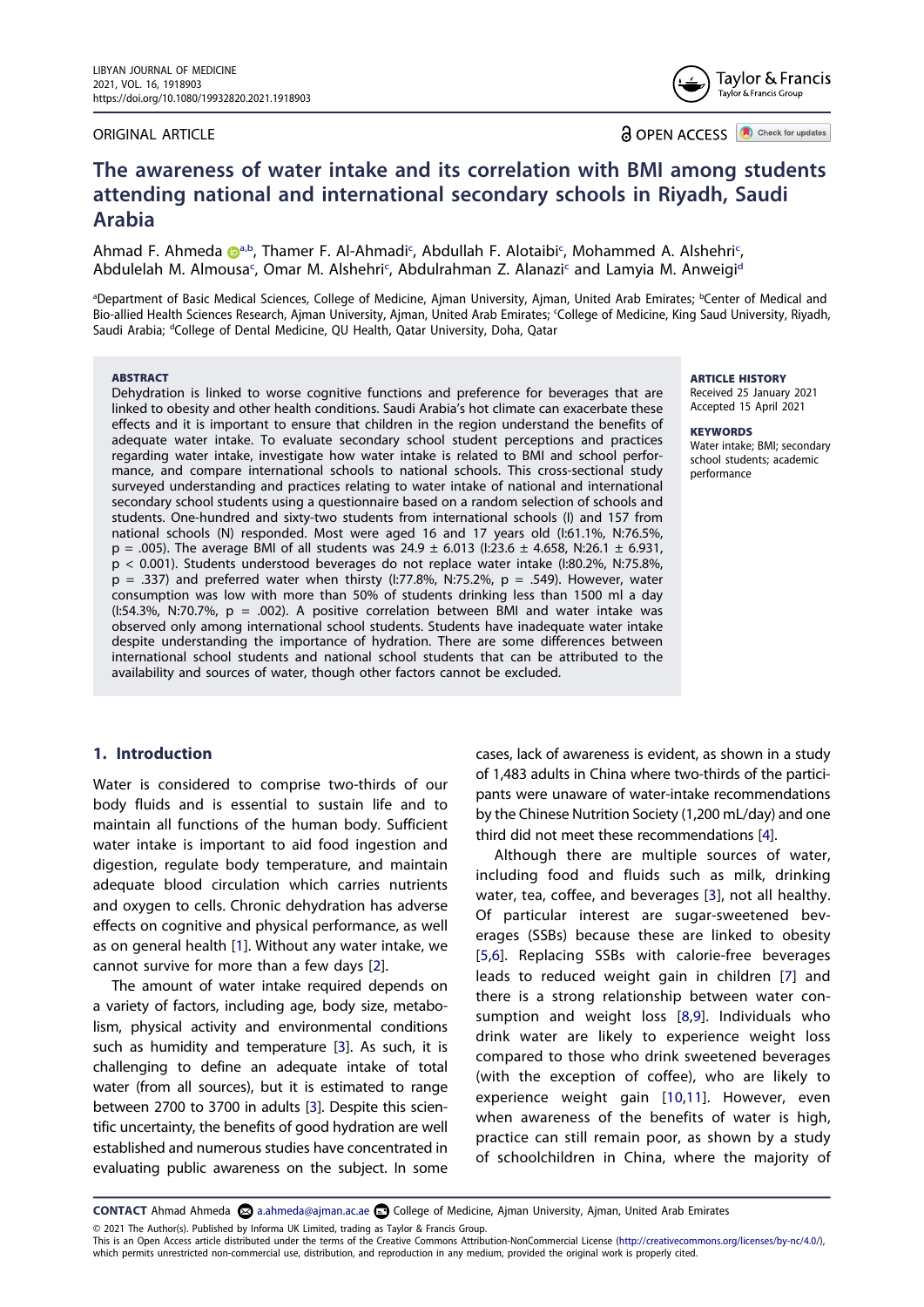# The awareness of water intake and its correlation with BMI among students attending national and international secondary schools in Riyadh, Saudi Arabia

Ahmad F. Ahmeda[a,b], Thamer F. Al-Ahmadi[c], Abdullah F. Alotaibi[c], Mohammed A. Alshehri[c], Abdulelah M. Almousa[c], Omar M. Alshehri[c], Abdulrahman Z. Alanazi[c] and Lamyia M. Anweigi[d]

[a]Department of Basic Medical Sciences, College of Medicine, Ajman University, Ajman, United Arab Emirates; [b]Center of Medical and Bio-allied Health Sciences Research, Ajman University, Ajman, United Arab Emirates; [c]College of Medicine, King Saud University, Riyadh, Saudi Arabia; [d]College of Dental Medicine, QU Health, Qatar University, Doha, Qatar

ORIGINAL ARTICLE

OPEN ACCESS

**ABSTRACT**

Dehydration is linked to worse cognitive functions and preference for beverages that are linked to obesity and other health conditions. Saudi Arabia's hot climate can exacerbate these effects and it is important to ensure that children in the region understand the benefits of adequate water intake. To evaluate secondary school student perceptions and practices regarding water intake, investigate how water intake is related to BMI and school performance, and compare international schools to national schools. This cross-sectional study surveyed understanding and practices relating to water intake of national and international secondary school students using a questionnaire based on a random selection of schools and students. One-hundred and sixty-two students from international schools (I) and 157 from national schools (N) responded. Most were aged 16 and 17 years old (I:61.1%, N:76.5%, $p = .005$). The average BMI of all students was $24.9 \pm 6.013$ (I:$23.6 \pm 4.658$, N:$26.1 \pm 6.931$, $p < 0.001$). Students understood beverages do not replace water intake (I:80.2%, N:75.8%, $p = .337$) and preferred water when thirsty (I:77.8%, N:75.2%, $p = .549$). However, water consumption was low with more than 50% of students drinking less than 1500 ml a day (I:54.3%, N:70.7%, $p = .002$). A positive correlation between BMI and water intake was observed only among international school students. Students have inadequate water intake despite understanding the importance of hydration. There are some differences between international school students and national school students that can be attributed to the availability and sources of water, though other factors cannot be excluded.

**ARTICLE HISTORY**
Received 25 January 2021
Accepted 15 April 2021

**KEYWORDS**
Water intake; BMI; secondary school students; academic performance

## 1. Introduction

Water is considered to comprise two-thirds of our body fluids and is essential to sustain life and to maintain all functions of the human body. Sufficient water intake is important to aid food ingestion and digestion, regulate body temperature, and maintain adequate blood circulation which carries nutrients and oxygen to cells. Chronic dehydration has adverse effects on cognitive and physical performance, as well as on general health [1]. Without any water intake, we cannot survive for more than a few days [2].

The amount of water intake required depends on a variety of factors, including age, body size, metabolism, physical activity and environmental conditions such as humidity and temperature [3]. As such, it is challenging to define an adequate intake of total water (from all sources), but it is estimated to range between 2700 to 3700 in adults [3]. Despite this scientific uncertainty, the benefits of good hydration are well established and numerous studies have concentrated in evaluating public awareness on the subject. In some cases, lack of awareness is evident, as shown in a study of 1,483 adults in China where two-thirds of the participants were unaware of water-intake recommendations by the Chinese Nutrition Society (1,200 mL/day) and one third did not meet these recommendations [4].

Although there are multiple sources of water, including food and fluids such as milk, drinking water, tea, coffee, and beverages [3], not all healthy. Of particular interest are sugar-sweetened beverages (SSBs) because these are linked to obesity [5,6]. Replacing SSBs with calorie-free beverages leads to reduced weight gain in children [7] and there is a strong relationship between water consumption and weight loss [8,9]. Individuals who drink water are likely to experience weight loss compared to those who drink sweetened beverages (with the exception of coffee), who are likely to experience weight gain [10,11]. However, even when awareness of the benefits of water is high, practice can still remain poor, as shown by a study of schoolchildren in China, where the majority of

**CONTACT** Ahmad Ahmeda a.ahmeda@ajman.ac.ae College of Medicine, Ajman University, Ajman, United Arab Emirates

© 2021 The Author(s). Published by Informa UK Limited, trading as Taylor & Francis Group.
This is an Open Access article distributed under the terms of the Creative Commons Attribution-NonCommercial License (http://creativecommons.org/licenses/by-nc/4.0/), which permits unrestricted non-commercial use, distribution, and reproduction in any medium, provided the original work is properly cited.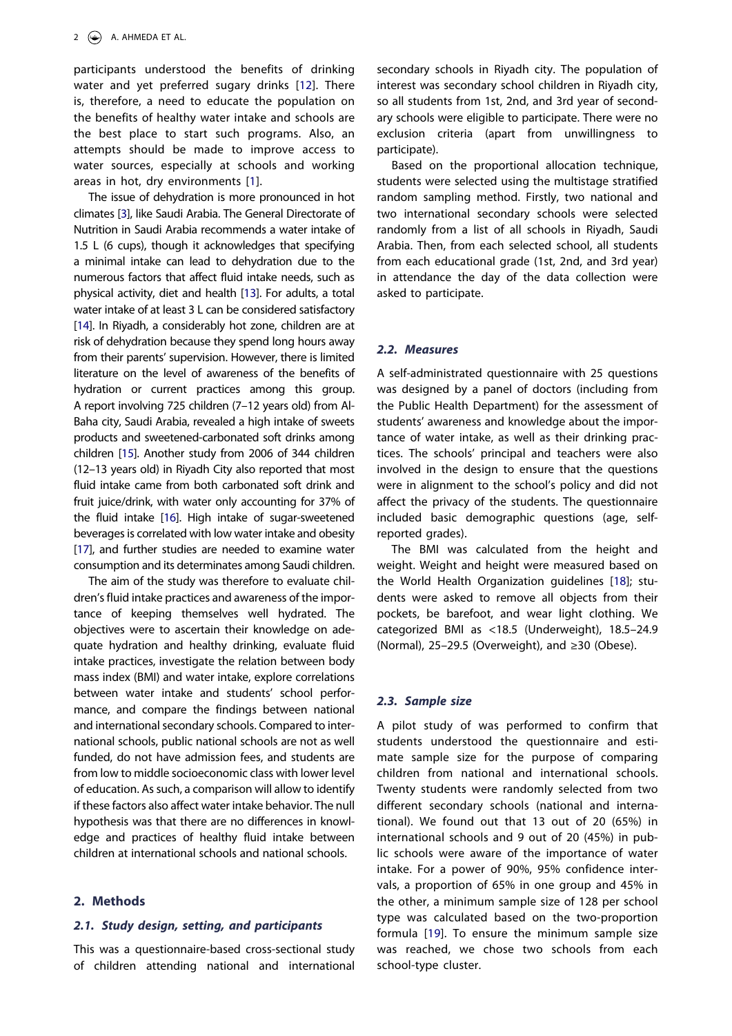participants understood the benefits of drinking water and yet preferred sugary drinks [12]. There is, therefore, a need to educate the population on the benefits of healthy water intake and schools are the best place to start such programs. Also, an attempts should be made to improve access to water sources, especially at schools and working areas in hot, dry environments [1].

The issue of dehydration is more pronounced in hot climates [3], like Saudi Arabia. The General Directorate of Nutrition in Saudi Arabia recommends a water intake of 1.5 L (6 cups), though it acknowledges that specifying a minimal intake can lead to dehydration due to the numerous factors that affect fluid intake needs, such as physical activity, diet and health [13]. For adults, a total water intake of at least 3 L can be considered satisfactory [14]. In Riyadh, a considerably hot zone, children are at risk of dehydration because they spend long hours away from their parents' supervision. However, there is limited literature on the level of awareness of the benefits of hydration or current practices among this group. A report involving 725 children (7–12 years old) from Al-Baha city, Saudi Arabia, revealed a high intake of sweets products and sweetened-carbonated soft drinks among children [15]. Another study from 2006 of 344 children (12–13 years old) in Riyadh City also reported that most fluid intake came from both carbonated soft drink and fruit juice/drink, with water only accounting for 37% of the fluid intake [16]. High intake of sugar-sweetened beverages is correlated with low water intake and obesity [17], and further studies are needed to examine water consumption and its determinates among Saudi children.

The aim of the study was therefore to evaluate children's fluid intake practices and awareness of the importance of keeping themselves well hydrated. The objectives were to ascertain their knowledge on adequate hydration and healthy drinking, evaluate fluid intake practices, investigate the relation between body mass index (BMI) and water intake, explore correlations between water intake and students' school performance, and compare the findings between national and international secondary schools. Compared to international schools, public national schools are not as well funded, do not have admission fees, and students are from low to middle socioeconomic class with lower level of education. As such, a comparison will allow to identify if these factors also affect water intake behavior. The null hypothesis was that there are no differences in knowledge and practices of healthy fluid intake between children at international schools and national schools.

## 2. Methods

### 2.1. Study design, setting, and participants

This was a questionnaire-based cross-sectional study of children attending national and international secondary schools in Riyadh city. The population of interest was secondary school children in Riyadh city, so all students from 1st, 2nd, and 3rd year of secondary schools were eligible to participate. There were no exclusion criteria (apart from unwillingness to participate).

Based on the proportional allocation technique, students were selected using the multistage stratified random sampling method. Firstly, two national and two international secondary schools were selected randomly from a list of all schools in Riyadh, Saudi Arabia. Then, from each selected school, all students from each educational grade (1st, 2nd, and 3rd year) in attendance the day of the data collection were asked to participate.

### 2.2. Measures

A self-administrated questionnaire with 25 questions was designed by a panel of doctors (including from the Public Health Department) for the assessment of students' awareness and knowledge about the importance of water intake, as well as their drinking practices. The schools' principal and teachers were also involved in the design to ensure that the questions were in alignment to the school's policy and did not affect the privacy of the students. The questionnaire included basic demographic questions (age, self-reported grades).

The BMI was calculated from the height and weight. Weight and height were measured based on the World Health Organization guidelines [18]; students were asked to remove all objects from their pockets, be barefoot, and wear light clothing. We categorized BMI as <18.5 (Underweight), 18.5–24.9 (Normal), 25–29.5 (Overweight), and ≥30 (Obese).

### 2.3. Sample size

A pilot study of was performed to confirm that students understood the questionnaire and estimate sample size for the purpose of comparing children from national and international schools. Twenty students were randomly selected from two different secondary schools (national and international). We found out that 13 out of 20 (65%) in international schools and 9 out of 20 (45%) in public schools were aware of the importance of water intake. For a power of 90%, 95% confidence intervals, a proportion of 65% in one group and 45% in the other, a minimum sample size of 128 per school type was calculated based on the two-proportion formula [19]. To ensure the minimum sample size was reached, we chose two schools from each school-type cluster.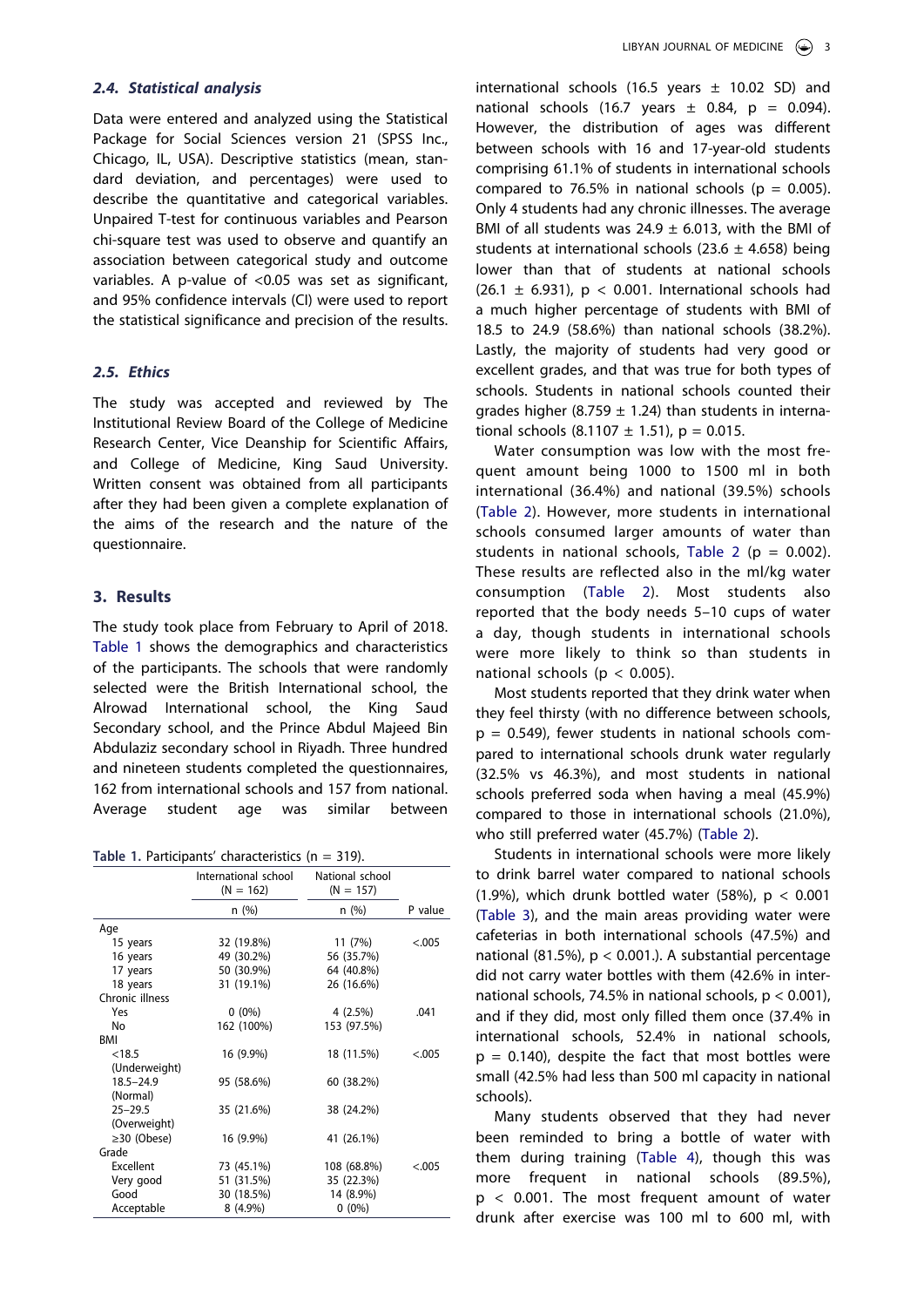### 2.4. Statistical analysis

Data were entered and analyzed using the Statistical Package for Social Sciences version 21 (SPSS Inc., Chicago, IL, USA). Descriptive statistics (mean, standard deviation, and percentages) were used to describe the quantitative and categorical variables. Unpaired T-test for continuous variables and Pearson chi-square test was used to observe and quantify an association between categorical study and outcome variables. A p-value of <0.05 was set as significant, and 95% confidence intervals (CI) were used to report the statistical significance and precision of the results.

### 2.5. Ethics

The study was accepted and reviewed by The Institutional Review Board of the College of Medicine Research Center, Vice Deanship for Scientific Affairs, and College of Medicine, King Saud University. Written consent was obtained from all participants after they had been given a complete explanation of the aims of the research and the nature of the questionnaire.

## 3. Results

The study took place from February to April of 2018. Table 1 shows the demographics and characteristics of the participants. The schools that were randomly selected were the British International school, the Alrowad International school, the King Saud Secondary school, and the Prince Abdul Majeed Bin Abdulaziz secondary school in Riyadh. Three hundred and nineteen students completed the questionnaires, 162 from international schools and 157 from national. Average student age was similar between international schools (16.5 years ± 10.02 SD) and national schools (16.7 years ± 0.84, p = 0.094). However, the distribution of ages was different between schools with 16 and 17-year-old students comprising 61.1% of students in international schools compared to 76.5% in national schools (p = 0.005). Only 4 students had any chronic illnesses. The average BMI of all students was 24.9 ± 6.013, with the BMI of students at international schools (23.6 ± 4.658) being lower than that of students at national schools (26.1 ± 6.931), p < 0.001. International schools had a much higher percentage of students with BMI of 18.5 to 24.9 (58.6%) than national schools (38.2%). Lastly, the majority of students had very good or excellent grades, and that was true for both types of schools. Students in national schools counted their grades higher (8.759 ± 1.24) than students in international schools (8.1107 ± 1.51), p = 0.015.

**Table 1.** Participants' characteristics (n = 319).

| | International school (N = 162) | National school (N = 157) | |
|---|---|---|---|
| | n (%) | n (%) | P value |
| Age | | | |
| 15 years | 32 (19.8%) | 11 (7%) | <.005 |
| 16 years | 49 (30.2%) | 56 (35.7%) | |
| 17 years | 50 (30.9%) | 64 (40.8%) | |
| 18 years | 31 (19.1%) | 26 (16.6%) | |
| Chronic illness | | | |
| Yes | 0 (0%) | 4 (2.5%) | .041 |
| No | 162 (100%) | 153 (97.5%) | |
| BMI | | | |
| <18.5 (Underweight) | 16 (9.9%) | 18 (11.5%) | <.005 |
| 18.5–24.9 (Normal) | 95 (58.6%) | 60 (38.2%) | |
| 25–29.5 (Overweight) | 35 (21.6%) | 38 (24.2%) | |
| ≥30 (Obese) | 16 (9.9%) | 41 (26.1%) | |
| Grade | | | |
| Excellent | 73 (45.1%) | 108 (68.8%) | <.005 |
| Very good | 51 (31.5%) | 35 (22.3%) | |
| Good | 30 (18.5%) | 14 (8.9%) | |
| Acceptable | 8 (4.9%) | 0 (0%) | |

Water consumption was low with the most frequent amount being 1000 to 1500 ml in both international (36.4%) and national (39.5%) schools (Table 2). However, more students in international schools consumed larger amounts of water than students in national schools, Table 2 (p = 0.002). These results are reflected also in the ml/kg water consumption (Table 2). Most students also reported that the body needs 5–10 cups of water a day, though students in international schools were more likely to think so than students in national schools (p < 0.005).

Most students reported that they drink water when they feel thirsty (with no difference between schools, p = 0.549), fewer students in national schools compared to international schools drunk water regularly (32.5% vs 46.3%), and most students in national schools preferred soda when having a meal (45.9%) compared to those in international schools (21.0%), who still preferred water (45.7%) (Table 2).

Students in international schools were more likely to drink barrel water compared to national schools (1.9%), which drunk bottled water (58%), p < 0.001 (Table 3), and the main areas providing water were cafeterias in both international schools (47.5%) and national (81.5%), p < 0.001.). A substantial percentage did not carry water bottles with them (42.6% in international schools, 74.5% in national schools, p < 0.001), and if they did, most only filled them once (37.4% in international schools, 52.4% in national schools, p = 0.140), despite the fact that most bottles were small (42.5% had less than 500 ml capacity in national schools).

Many students observed that they had never been reminded to bring a bottle of water with them during training (Table 4), though this was more frequent in national schools (89.5%), p < 0.001. The most frequent amount of water drunk after exercise was 100 ml to 600 ml, with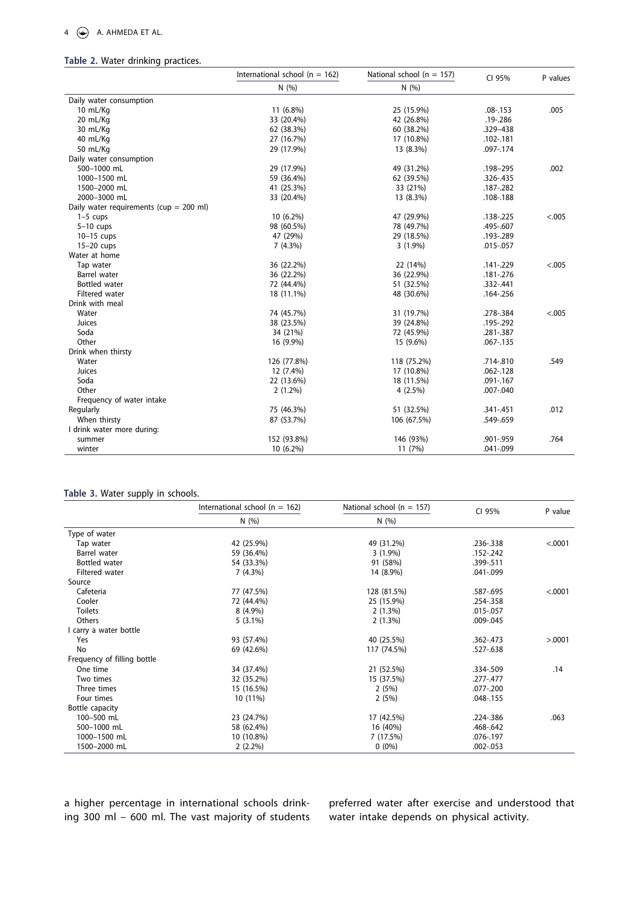**Table 2.** Water drinking practices.

| | International school (n = 162) | National school (n = 157) | CI 95% | P values |
|---|---|---|---|---|
| | N (%) | N (%) | | |
| Daily water consumption | | | | |
| 10 mL/Kg | 11 (6.8%) | 25 (15.9%) | .08-.153 | .005 |
| 20 mL/Kg | 33 (20.4%) | 42 (26.8%) | .19-.286 | |
| 30 mL/Kg | 62 (38.3%) | 60 (38.2%) | .329–438 | |
| 40 mL/Kg | 27 (16.7%) | 17 (10.8%) | .102-.181 | |
| 50 mL/Kg | 29 (17.9%) | 13 (8.3%) | .097-.174 | |
| Daily water consumption | | | | |
| 500–1000 mL | 29 (17.9%) | 49 (31.2%) | .198–295 | .002 |
| 1000–1500 mL | 59 (36.4%) | 62 (39.5%) | .326-.435 | |
| 1500–2000 mL | 41 (25.3%) | 33 (21%) | .187-.282 | |
| 2000–3000 mL | 33 (20.4%) | 13 (8.3%) | .108-.188 | |
| Daily water requirements (cup = 200 ml) | | | | |
| 1–5 cups | 10 (6.2%) | 47 (29.9%) | .138-.225 | <.005 |
| 5–10 cups | 98 (60.5%) | 78 (49.7%) | .495-.607 | |
| 10–15 cups | 47 (29%) | 29 (18.5%) | .193-.289 | |
| 15–20 cups | 7 (4.3%) | 3 (1.9%) | .015-.057 | |
| Water at home | | | | |
| Tap water | 36 (22.2%) | 22 (14%) | .141-.229 | <.005 |
| Barrel water | 36 (22.2%) | 36 (22.9%) | .181-.276 | |
| Bottled water | 72 (44.4%) | 51 (32.5%) | .332-.441 | |
| Filtered water | 18 (11.1%) | 48 (30.6%) | .164-.256 | |
| Drink with meal | | | | |
| Water | 74 (45.7%) | 31 (19.7%) | .278-.384 | <.005 |
| Juices | 38 (23.5%) | 39 (24.8%) | .195-.292 | |
| Soda | 34 (21%) | 72 (45.9%) | .281-.387 | |
| Other | 16 (9.9%) | 15 (9.6%) | .067-.135 | |
| Drink when thirsty | | | | |
| Water | 126 (77.8%) | 118 (75.2%) | .714-.810 | .549 |
| Juices | 12 (7.4%) | 17 (10.8%) | .062-.128 | |
| Soda | 22 (13.6%) | 18 (11.5%) | .091-.167 | |
| Other | 2 (1.2%) | 4 (2.5%) | .007-.040 | |
| Frequency of water intake | | | | |
| Regularly | 75 (46.3%) | 51 (32.5%) | .341-.451 | .012 |
| When thirsty | 87 (53.7%) | 106 (67.5%) | .549-.659 | |
| I drink water more during: | | | | |
| summer | 152 (93.8%) | 146 (93%) | .901-.959 | .764 |
| winter | 10 (6.2%) | 11 (7%) | .041-.099 | |

**Table 3.** Water supply in schools.

| | International school (n = 162) | National school (n = 157) | CI 95% | P value |
|---|---|---|---|---|
| | N (%) | N (%) | | |
| Type of water | | | | |
| Tap water | 42 (25.9%) | 49 (31.2%) | .236-.338 | <.0001 |
| Barrel water | 59 (36.4%) | 3 (1.9%) | .152-.242 | |
| Bottled water | 54 (33.3%) | 91 (58%) | .399-.511 | |
| Filtered water | 7 (4.3%) | 14 (8.9%) | .041-.099 | |
| Source | | | | |
| Cafeteria | 77 (47.5%) | 128 (81.5%) | .587-.695 | <.0001 |
| Cooler | 72 (44.4%) | 25 (15.9%) | .254-.358 | |
| Toilets | 8 (4.9%) | 2 (1.3%) | .015-.057 | |
| Others | 5 (3.1%) | 2 (1.3%) | .009-.045 | |
| I carry a water bottle | | | | |
| Yes | 93 (57.4%) | 40 (25.5%) | .362-.473 | >.0001 |
| No | 69 (42.6%) | 117 (74.5%) | .527-.638 | |
| Frequency of filling bottle | | | | |
| One time | 34 (37.4%) | 21 (52.5%) | .334-.509 | .14 |
| Two times | 32 (35.2%) | 15 (37.5%) | .277-.477 | |
| Three times | 15 (16.5%) | 2 (5%) | .077-.200 | |
| Four times | 10 (11%) | 2 (5%) | .048-.155 | |
| Bottle capacity | | | | |
| 100–500 mL | 23 (24.7%) | 17 (42.5%) | .224-.386 | .063 |
| 500–1000 mL | 58 (62.4%) | 16 (40%) | .468-.642 | |
| 1000–1500 mL | 10 (10.8%) | 7 (17.5%) | .076-.197 | |
| 1500–2000 mL | 2 (2.2%) | 0 (0%) | .002-.053 | |

a higher percentage in international schools drinking 300 ml – 600 ml. The vast majority of students preferred water after exercise and understood that water intake depends on physical activity.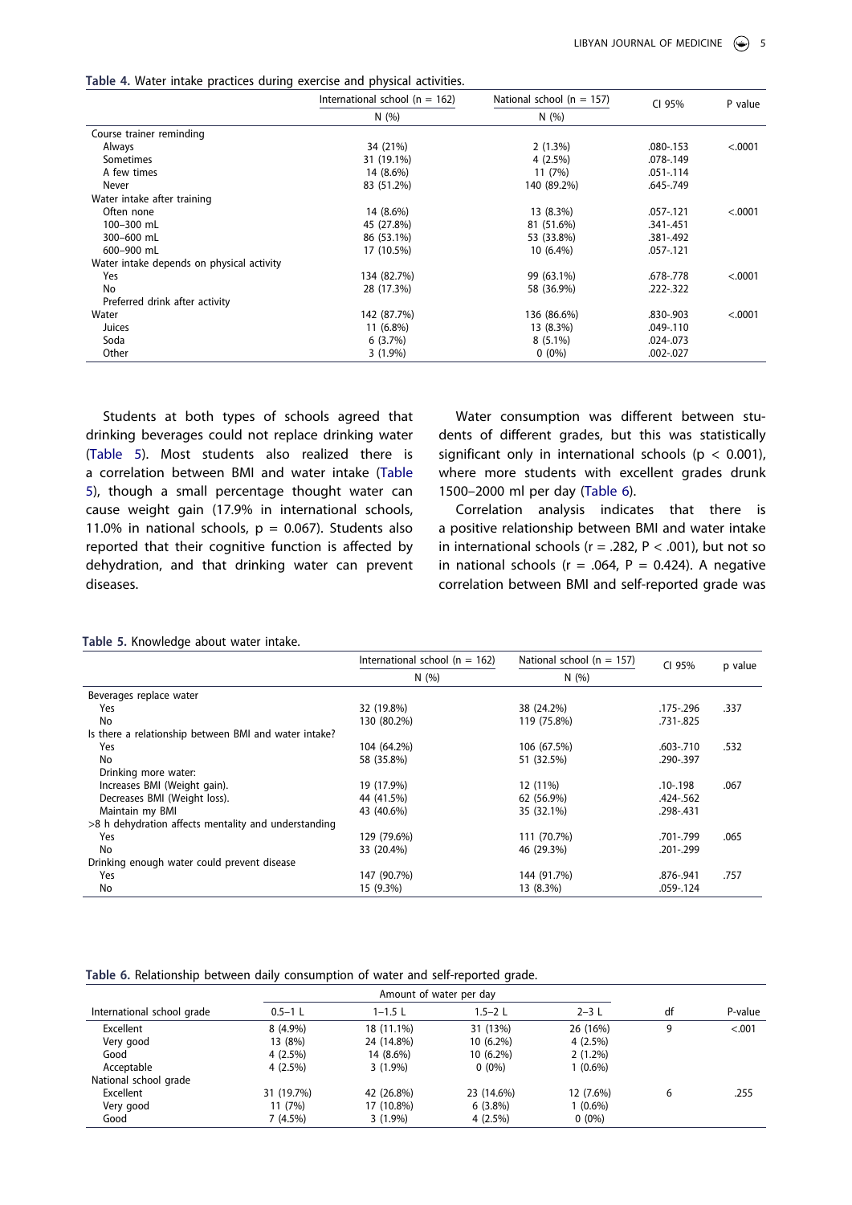**Table 4.** Water intake practices during exercise and physical activities.

| | International school (n = 162) | National school (n = 157) | CI 95% | P value |
|---|---|---|---|---|
| | N (%) | N (%) | | |
| Course trainer reminding | | | | |
| Always | 34 (21%) | 2 (1.3%) | .080-.153 | <.0001 |
| Sometimes | 31 (19.1%) | 4 (2.5%) | .078-.149 | |
| A few times | 14 (8.6%) | 11 (7%) | .051-.114 | |
| Never | 83 (51.2%) | 140 (89.2%) | .645-.749 | |
| Water intake after training | | | | |
| Often none | 14 (8.6%) | 13 (8.3%) | .057-.121 | <.0001 |
| 100–300 mL | 45 (27.8%) | 81 (51.6%) | .341-.451 | |
| 300–600 mL | 86 (53.1%) | 53 (33.8%) | .381-.492 | |
| 600–900 mL | 17 (10.5%) | 10 (6.4%) | .057-.121 | |
| Water intake depends on physical activity | | | | |
| Yes | 134 (82.7%) | 99 (63.1%) | .678-.778 | <.0001 |
| No | 28 (17.3%) | 58 (36.9%) | .222-.322 | |
| Preferred drink after activity | | | | |
| Water | 142 (87.7%) | 136 (86.6%) | .830-.903 | <.0001 |
| Juices | 11 (6.8%) | 13 (8.3%) | .049-.110 | |
| Soda | 6 (3.7%) | 8 (5.1%) | .024-.073 | |
| Other | 3 (1.9%) | 0 (0%) | .002-.027 | |

Students at both types of schools agreed that drinking beverages could not replace drinking water (Table 5). Most students also realized there is a correlation between BMI and water intake (Table 5), though a small percentage thought water can cause weight gain (17.9% in international schools, 11.0% in national schools, p = 0.067). Students also reported that their cognitive function is affected by dehydration, and that drinking water can prevent diseases.

Water consumption was different between students of different grades, but this was statistically significant only in international schools ($p < 0.001$), where more students with excellent grades drunk 1500–2000 ml per day (Table 6).

Correlation analysis indicates that there is a positive relationship between BMI and water intake in international schools ($r = .282$, $P < .001$), but not so in national schools ($r = .064$, $P = 0.424$). A negative correlation between BMI and self-reported grade was

**Table 5.** Knowledge about water intake.

| | International school (n = 162) | National school (n = 157) | CI 95% | p value |
|---|---|---|---|---|
| | N (%) | N (%) | | |
| Beverages replace water | | | | |
| Yes | 32 (19.8%) | 38 (24.2%) | .175-.296 | .337 |
| No | 130 (80.2%) | 119 (75.8%) | .731-.825 | |
| Is there a relationship between BMI and water intake? | | | | |
| Yes | 104 (64.2%) | 106 (67.5%) | .603-.710 | .532 |
| No | 58 (35.8%) | 51 (32.5%) | .290-.397 | |
| Drinking more water: | | | | |
| Increases BMI (Weight gain). | 19 (17.9%) | 12 (11%) | .10-.198 | .067 |
| Decreases BMI (Weight loss). | 44 (41.5%) | 62 (56.9%) | .424-.562 | |
| Maintain my BMI | 43 (40.6%) | 35 (32.1%) | .298-.431 | |
| >8 h dehydration affects mentality and understanding | | | | |
| Yes | 129 (79.6%) | 111 (70.7%) | .701-.799 | .065 |
| No | 33 (20.4%) | 46 (29.3%) | .201-.299 | |
| Drinking enough water could prevent disease | | | | |
| Yes | 147 (90.7%) | 144 (91.7%) | .876-.941 | .757 |
| No | 15 (9.3%) | 13 (8.3%) | .059-.124 | |

**Table 6.** Relationship between daily consumption of water and self-reported grade.

| | Amount of water per day | | | | | |
|---|---|---|---|---|---|---|
| International school grade | 0.5–1 L | 1–1.5 L | 1.5–2 L | 2–3 L | df | P-value |
| Excellent | 8 (4.9%) | 18 (11.1%) | 31 (13%) | 26 (16%) | 9 | <.001 |
| Very good | 13 (8%) | 24 (14.8%) | 10 (6.2%) | 4 (2.5%) | | |
| Good | 4 (2.5%) | 14 (8.6%) | 10 (6.2%) | 2 (1.2%) | | |
| Acceptable | 4 (2.5%) | 3 (1.9%) | 0 (0%) | 1 (0.6%) | | |
| National school grade | | | | | | |
| Excellent | 31 (19.7%) | 42 (26.8%) | 23 (14.6%) | 12 (7.6%) | 6 | .255 |
| Very good | 11 (7%) | 17 (10.8%) | 6 (3.8%) | 1 (0.6%) | | |
| Good | 7 (4.5%) | 3 (1.9%) | 4 (2.5%) | 0 (0%) | | |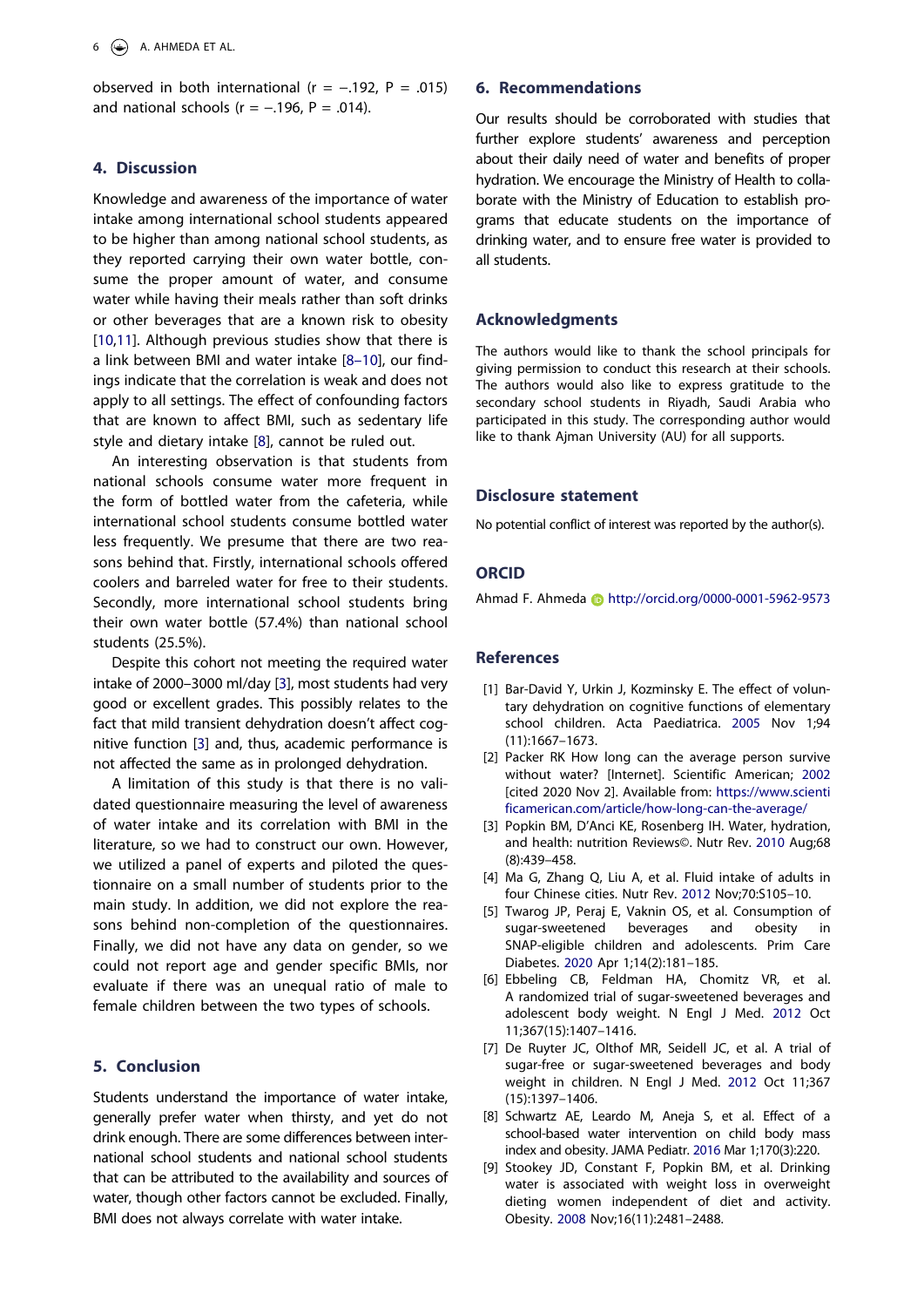observed in both international (r = −.192, P = .015) and national schools (r = −.196, P = .014).

## 4. Discussion

Knowledge and awareness of the importance of water intake among international school students appeared to be higher than among national school students, as they reported carrying their own water bottle, consume the proper amount of water, and consume water while having their meals rather than soft drinks or other beverages that are a known risk to obesity [10,11]. Although previous studies show that there is a link between BMI and water intake [8–10], our findings indicate that the correlation is weak and does not apply to all settings. The effect of confounding factors that are known to affect BMI, such as sedentary life style and dietary intake [8], cannot be ruled out.

An interesting observation is that students from national schools consume water more frequent in the form of bottled water from the cafeteria, while international school students consume bottled water less frequently. We presume that there are two reasons behind that. Firstly, international schools offered coolers and barreled water for free to their students. Secondly, more international school students bring their own water bottle (57.4%) than national school students (25.5%).

Despite this cohort not meeting the required water intake of 2000–3000 ml/day [3], most students had very good or excellent grades. This possibly relates to the fact that mild transient dehydration doesn't affect cognitive function [3] and, thus, academic performance is not affected the same as in prolonged dehydration.

A limitation of this study is that there is no validated questionnaire measuring the level of awareness of water intake and its correlation with BMI in the literature, so we had to construct our own. However, we utilized a panel of experts and piloted the questionnaire on a small number of students prior to the main study. In addition, we did not explore the reasons behind non-completion of the questionnaires. Finally, we did not have any data on gender, so we could not report age and gender specific BMIs, nor evaluate if there was an unequal ratio of male to female children between the two types of schools.

## 5. Conclusion

Students understand the importance of water intake, generally prefer water when thirsty, and yet do not drink enough. There are some differences between international school students and national school students that can be attributed to the availability and sources of water, though other factors cannot be excluded. Finally, BMI does not always correlate with water intake.

## 6. Recommendations

Our results should be corroborated with studies that further explore students' awareness and perception about their daily need of water and benefits of proper hydration. We encourage the Ministry of Health to collaborate with the Ministry of Education to establish programs that educate students on the importance of drinking water, and to ensure free water is provided to all students.

## Acknowledgments

The authors would like to thank the school principals for giving permission to conduct this research at their schools. The authors would also like to express gratitude to the secondary school students in Riyadh, Saudi Arabia who participated in this study. The corresponding author would like to thank Ajman University (AU) for all supports.

## Disclosure statement

No potential conflict of interest was reported by the author(s).

## ORCID

Ahmad F. Ahmeda http://orcid.org/0000-0001-5962-9573

## References

[1] Bar-David Y, Urkin J, Kozminsky E. The effect of voluntary dehydration on cognitive functions of elementary school children. Acta Paediatrica. 2005 Nov 1;94 (11):1667–1673.

[2] Packer RK How long can the average person survive without water? [Internet]. Scientific American; 2002 [cited 2020 Nov 2]. Available from: https://www.scientificamerican.com/article/how-long-can-the-average/

[3] Popkin BM, D'Anci KE, Rosenberg IH. Water, hydration, and health: nutrition Reviews©. Nutr Rev. 2010 Aug;68 (8):439–458.

[4] Ma G, Zhang Q, Liu A, et al. Fluid intake of adults in four Chinese cities. Nutr Rev. 2012 Nov;70:S105–10.

[5] Twarog JP, Peraj E, Vaknin OS, et al. Consumption of sugar-sweetened beverages and obesity in SNAP-eligible children and adolescents. Prim Care Diabetes. 2020 Apr 1;14(2):181–185.

[6] Ebbeling CB, Feldman HA, Chomitz VR, et al. A randomized trial of sugar-sweetened beverages and adolescent body weight. N Engl J Med. 2012 Oct 11;367(15):1407–1416.

[7] De Ruyter JC, Olthof MR, Seidell JC, et al. A trial of sugar-free or sugar-sweetened beverages and body weight in children. N Engl J Med. 2012 Oct 11;367 (15):1397–1406.

[8] Schwartz AE, Leardo M, Aneja S, et al. Effect of a school-based water intervention on child body mass index and obesity. JAMA Pediatr. 2016 Mar 1;170(3):220.

[9] Stookey JD, Constant F, Popkin BM, et al. Drinking water is associated with weight loss in overweight dieting women independent of diet and activity. Obesity. 2008 Nov;16(11):2481–2488.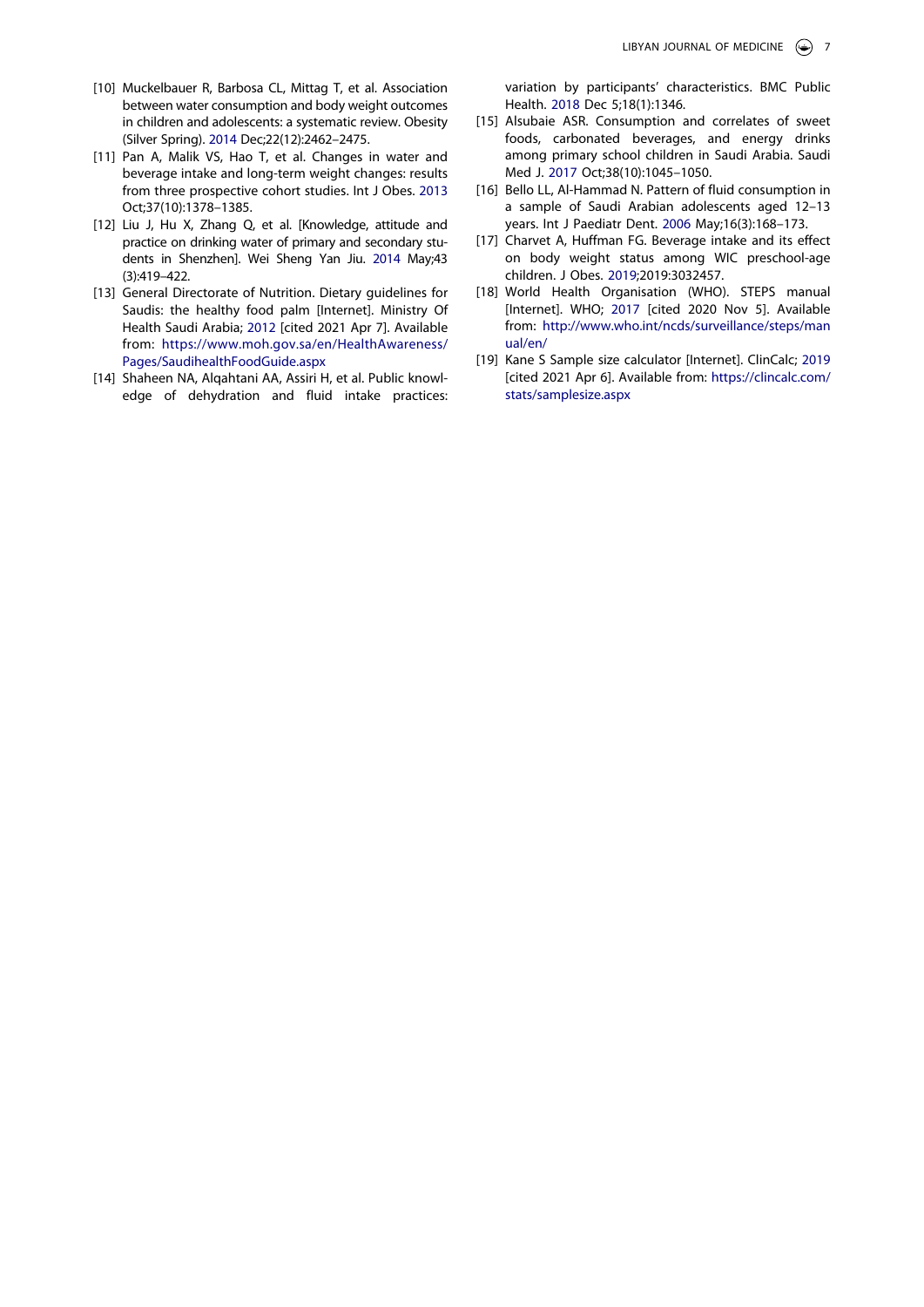[10] Muckelbauer R, Barbosa CL, Mittag T, et al. Association between water consumption and body weight outcomes in children and adolescents: a systematic review. Obesity (Silver Spring). 2014 Dec;22(12):2462–2475.

[11] Pan A, Malik VS, Hao T, et al. Changes in water and beverage intake and long-term weight changes: results from three prospective cohort studies. Int J Obes. 2013 Oct;37(10):1378–1385.

[12] Liu J, Hu X, Zhang Q, et al. [Knowledge, attitude and practice on drinking water of primary and secondary students in Shenzhen]. Wei Sheng Yan Jiu. 2014 May;43 (3):419–422.

[13] General Directorate of Nutrition. Dietary guidelines for Saudis: the healthy food palm [Internet]. Ministry Of Health Saudi Arabia; 2012 [cited 2021 Apr 7]. Available from: https://www.moh.gov.sa/en/HealthAwareness/Pages/SaudihealthFoodGuide.aspx

[14] Shaheen NA, Alqahtani AA, Assiri H, et al. Public knowledge of dehydration and fluid intake practices: variation by participants' characteristics. BMC Public Health. 2018 Dec 5;18(1):1346.

[15] Alsubaie ASR. Consumption and correlates of sweet foods, carbonated beverages, and energy drinks among primary school children in Saudi Arabia. Saudi Med J. 2017 Oct;38(10):1045–1050.

[16] Bello LL, Al-Hammad N. Pattern of fluid consumption in a sample of Saudi Arabian adolescents aged 12–13 years. Int J Paediatr Dent. 2006 May;16(3):168–173.

[17] Charvet A, Huffman FG. Beverage intake and its effect on body weight status among WIC preschool-age children. J Obes. 2019;2019:3032457.

[18] World Health Organisation (WHO). STEPS manual [Internet]. WHO; 2017 [cited 2020 Nov 5]. Available from: http://www.who.int/ncds/surveillance/steps/manual/en/

[19] Kane S Sample size calculator [Internet]. ClinCalc; 2019 [cited 2021 Apr 6]. Available from: https://clincalc.com/stats/samplesize.aspx